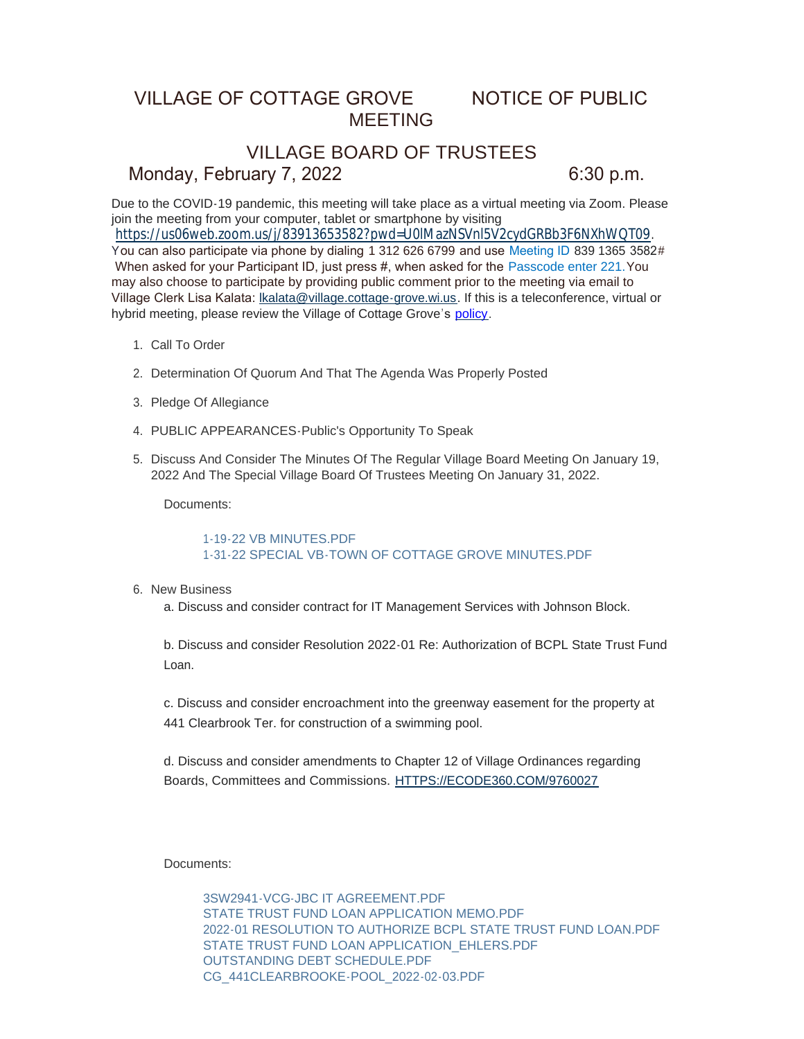# VILLAGE OF COTTAGE GROVE NOTICE OF PUBLIC MEETING

## VILLAGE BOARD OF TRUSTEES

## Monday, February 7, 2022 6:30 p.m.

Due to the COVID-19 pandemic, this meeting will take place as a virtual meeting via Zoom. Please join the meeting from your computer, tablet or smartphone by visiting https://us06web.zoom.us/j/83913653582?pwd=U0lMazNSVnl5V2cydGRBb3F6NXhWQT09. You can also participate via phone by dialing 1 312 626 6799 and use Meeting ID 839 1365 3582# When asked for your Participant ID, just press #, when asked for the Passcode enter 221. You may also choose to participate by providing public comment prior to the meeting via email to Village Clerk Lisa Kalata: lkalata@village.cottage-grove.wi.us. If this is a teleconference, virtual or hybrid meeting, please review the Village of Cottage Grove's policy.

1. Call To Order
2. Determination Of Quorum And That The Agenda Was Properly Posted
3. Pledge Of Allegiance
4. PUBLIC APPEARANCES-Public's Opportunity To Speak
5. Discuss And Consider The Minutes Of The Regular Village Board Meeting On January 19, 2022 And The Special Village Board Of Trustees Meeting On January 31, 2022.

   Documents:

   1-19-22 VB MINUTES.PDF
   1-31-22 SPECIAL VB-TOWN OF COTTAGE GROVE MINUTES.PDF

6. New Business

   a. Discuss and consider contract for IT Management Services with Johnson Block.

   b. Discuss and consider Resolution 2022-01 Re: Authorization of BCPL State Trust Fund Loan.

   c. Discuss and consider encroachment into the greenway easement for the property at 441 Clearbrook Ter. for construction of a swimming pool.

   d. Discuss and consider amendments to Chapter 12 of Village Ordinances regarding Boards, Committees and Commissions. HTTPS://ECODE360.COM/9760027

   Documents:

   3SW2941-VCG-JBC IT AGREEMENT.PDF
   STATE TRUST FUND LOAN APPLICATION MEMO.PDF
   2022-01 RESOLUTION TO AUTHORIZE BCPL STATE TRUST FUND LOAN.PDF
   STATE TRUST FUND LOAN APPLICATION_EHLERS.PDF
   OUTSTANDING DEBT SCHEDULE.PDF
   CG_441CLEARBROOKE-POOL_2022-02-03.PDF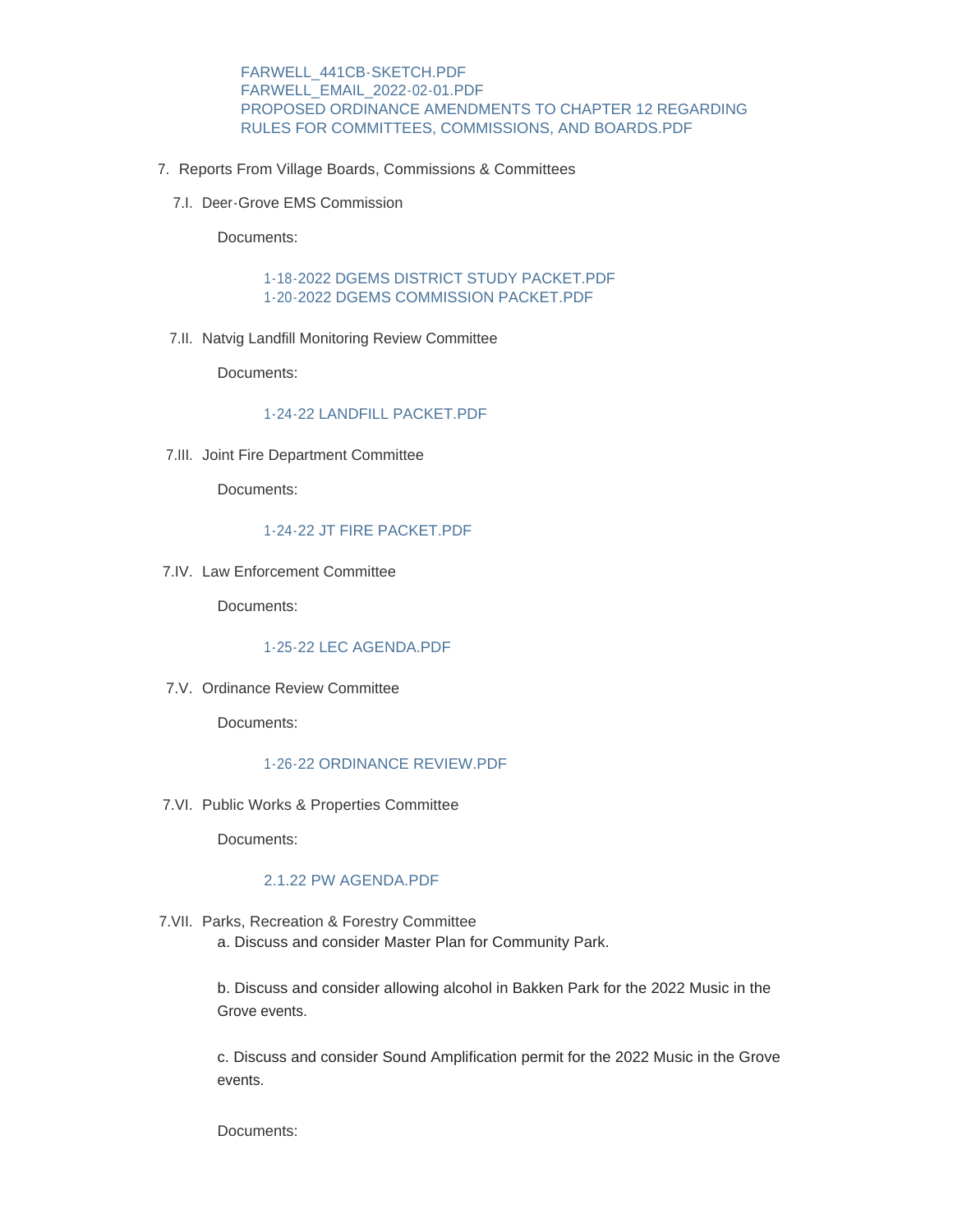FARWELL_441CB-SKETCH.PDF
FARWELL_EMAIL_2022-02-01.PDF
PROPOSED ORDINANCE AMENDMENTS TO CHAPTER 12 REGARDING RULES FOR COMMITTEES, COMMISSIONS, AND BOARDS.PDF

7. Reports From Village Boards, Commissions & Committees

7.I. Deer-Grove EMS Commission

Documents:

1-18-2022 DGEMS DISTRICT STUDY PACKET.PDF
1-20-2022 DGEMS COMMISSION PACKET.PDF

7.II. Natvig Landfill Monitoring Review Committee

Documents:

1-24-22 LANDFILL PACKET.PDF

7.III. Joint Fire Department Committee

Documents:

1-24-22 JT FIRE PACKET.PDF

7.IV. Law Enforcement Committee

Documents:

1-25-22 LEC AGENDA.PDF

7.V. Ordinance Review Committee

Documents:

1-26-22 ORDINANCE REVIEW.PDF

7.VI. Public Works & Properties Committee

Documents:

2.1.22 PW AGENDA.PDF

7.VII. Parks, Recreation & Forestry Committee

a. Discuss and consider Master Plan for Community Park.

b. Discuss and consider allowing alcohol in Bakken Park for the 2022 Music in the Grove events.

c. Discuss and consider Sound Amplification permit for the 2022 Music in the Grove events.

Documents: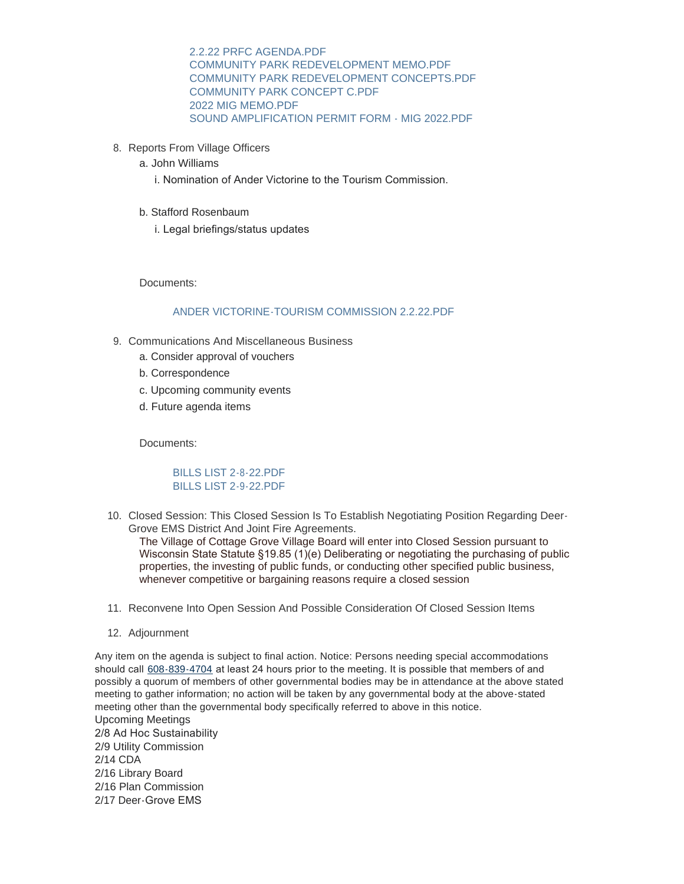2.2.22 PRFC AGENDA.PDF
COMMUNITY PARK REDEVELOPMENT MEMO.PDF
COMMUNITY PARK REDEVELOPMENT CONCEPTS.PDF
COMMUNITY PARK CONCEPT C.PDF
2022 MIG MEMO.PDF
SOUND AMPLIFICATION PERMIT FORM - MIG 2022.PDF

8. Reports From Village Officers
   a. John Williams
      i. Nomination of Ander Victorine to the Tourism Commission.

   b. Stafford Rosenbaum
      i. Legal briefings/status updates

   Documents:

   ANDER VICTORINE-TOURISM COMMISSION 2.2.22.PDF

9. Communications And Miscellaneous Business
   a. Consider approval of vouchers
   b. Correspondence
   c. Upcoming community events
   d. Future agenda items

   Documents:

   BILLS LIST 2-8-22.PDF
   BILLS LIST 2-9-22.PDF

10. Closed Session: This Closed Session Is To Establish Negotiating Position Regarding Deer-Grove EMS District And Joint Fire Agreements.
    The Village of Cottage Grove Village Board will enter into Closed Session pursuant to Wisconsin State Statute §19.85 (1)(e) Deliberating or negotiating the purchasing of public properties, the investing of public funds, or conducting other specified public business, whenever competitive or bargaining reasons require a closed session

11. Reconvene Into Open Session And Possible Consideration Of Closed Session Items

12. Adjournment

Any item on the agenda is subject to final action. Notice: Persons needing special accommodations should call 608-839-4704 at least 24 hours prior to the meeting. It is possible that members of and possibly a quorum of members of other governmental bodies may be in attendance at the above stated meeting to gather information; no action will be taken by any governmental body at the above-stated meeting other than the governmental body specifically referred to above in this notice.

Upcoming Meetings
2/8 Ad Hoc Sustainability
2/9 Utility Commission
2/14 CDA
2/16 Library Board
2/16 Plan Commission
2/17 Deer-Grove EMS